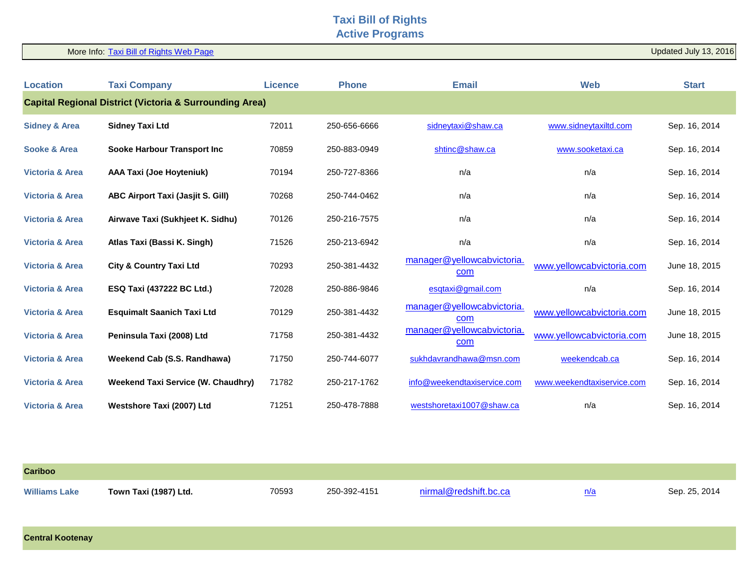# Taxi Bill of Rights
## Active Programs

More Info: Taxi Bill of Rights Web Page — Updated July 13, 2016

| Location | Taxi Company | Licence | Phone | Email | Web | Start |
|---|---|---|---|---|---|---|
| **Capital Regional District (Victoria & Surrounding Area)** | | | | | | |
| Sidney & Area | Sidney Taxi Ltd | 72011 | 250-656-6666 | sidneytaxi@shaw.ca | www.sidneytaxiltd.com | Sep. 16, 2014 |
| Sooke & Area | Sooke Harbour Transport Inc | 70859 | 250-883-0949 | shtinc@shaw.ca | www.sooketaxi.ca | Sep. 16, 2014 |
| Victoria & Area | AAA Taxi (Joe Hoyteniuk) | 70194 | 250-727-8366 | n/a | n/a | Sep. 16, 2014 |
| Victoria & Area | ABC Airport Taxi (Jasjit S. Gill) | 70268 | 250-744-0462 | n/a | n/a | Sep. 16, 2014 |
| Victoria & Area | Airwave Taxi (Sukhjeet K. Sidhu) | 70126 | 250-216-7575 | n/a | n/a | Sep. 16, 2014 |
| Victoria & Area | Atlas Taxi (Bassi K. Singh) | 71526 | 250-213-6942 | n/a | n/a | Sep. 16, 2014 |
| Victoria & Area | City & Country Taxi Ltd | 70293 | 250-381-4432 | manager@yellowcabvictoria.com | www.yellowcabvictoria.com | June 18, 2015 |
| Victoria & Area | ESQ Taxi (437222 BC Ltd.) | 72028 | 250-886-9846 | esqtaxi@gmail.com | n/a | Sep. 16, 2014 |
| Victoria & Area | Esquimalt Saanich Taxi Ltd | 70129 | 250-381-4432 | manager@yellowcabvictoria.com | www.yellowcabvictoria.com | June 18, 2015 |
| Victoria & Area | Peninsula Taxi (2008) Ltd | 71758 | 250-381-4432 | manager@yellowcabvictoria.com | www.yellowcabvictoria.com | June 18, 2015 |
| Victoria & Area | Weekend Cab (S.S. Randhawa) | 71750 | 250-744-6077 | sukhdavrandhawa@msn.com | weekendcab.ca | Sep. 16, 2014 |
| Victoria & Area | Weekend Taxi Service (W. Chaudhry) | 71782 | 250-217-1762 | info@weekendtaxiservice.com | www.weekendtaxiservice.com | Sep. 16, 2014 |
| Victoria & Area | Westshore Taxi (2007) Ltd | 71251 | 250-478-7888 | westshoretaxi1007@shaw.ca | n/a | Sep. 16, 2014 |
| **Cariboo** | | | | | | |
| Williams Lake | Town Taxi (1987) Ltd. | 70593 | 250-392-4151 | nirmal@redshift.bc.ca | n/a | Sep. 25, 2014 |
| **Central Kootenay** | | | | | | |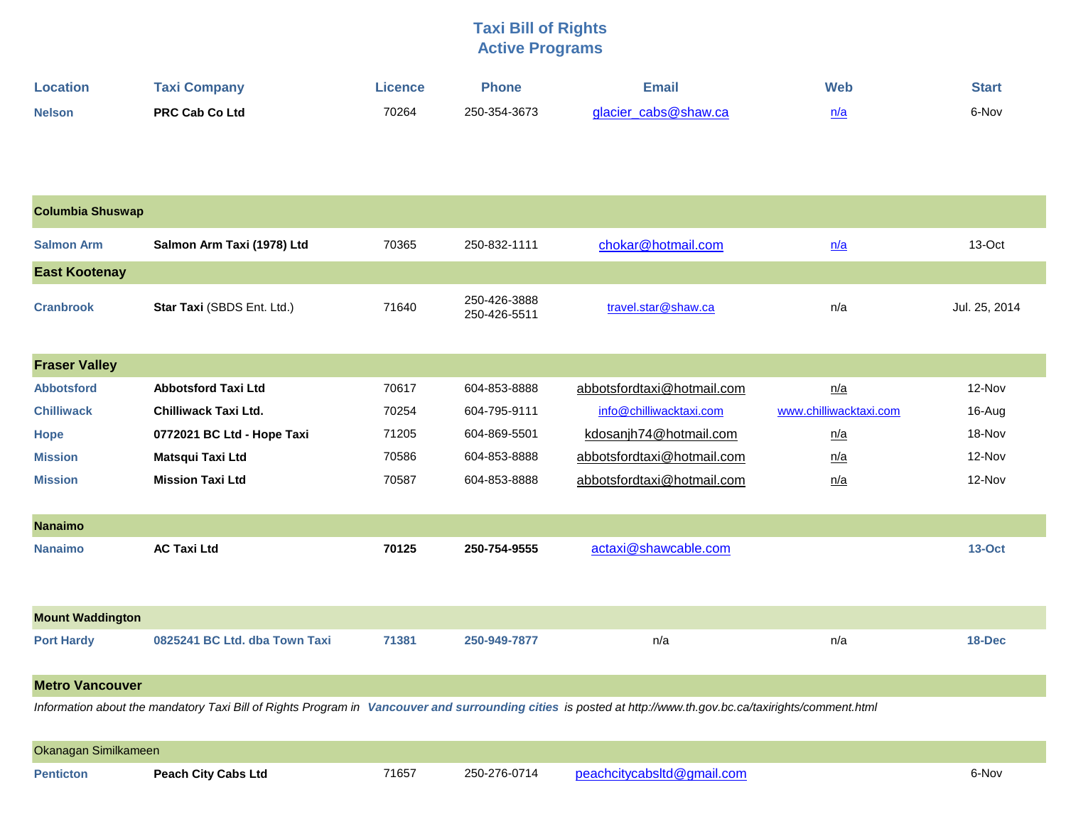# Taxi Bill of Rights
## Active Programs

| Location | Taxi Company | Licence | Phone | Email | Web | Start |
|---|---|---|---|---|---|---|
| Nelson | **PRC Cab Co Ltd** | 70264 | 250-354-3673 | glacier_cabs@shaw.ca | n/a | 6-Nov |
| **Columbia Shuswap** | | | | | | |
| Salmon Arm | **Salmon Arm Taxi (1978) Ltd** | 70365 | 250-832-1111 | chokar@hotmail.com | n/a | 13-Oct |
| **East Kootenay** | | | | | | |
| Cranbrook | **Star Taxi** (SBDS Ent. Ltd.) | 71640 | 250-426-3888<br>250-426-5511 | travel.star@shaw.ca | n/a | Jul. 25, 2014 |
| **Fraser Valley** | | | | | | |
| Abbotsford | **Abbotsford Taxi Ltd** | 70617 | 604-853-8888 | abbotsfordtaxi@hotmail.com | n/a | 12-Nov |
| Chilliwack | **Chilliwack Taxi Ltd.** | 70254 | 604-795-9111 | info@chilliwacktaxi.com | www.chilliwacktaxi.com | 16-Aug |
| Hope | **0772021 BC Ltd - Hope Taxi** | 71205 | 604-869-5501 | kdosanjh74@hotmail.com | n/a | 18-Nov |
| Mission | **Matsqui Taxi Ltd** | 70586 | 604-853-8888 | abbotsfordtaxi@hotmail.com | n/a | 12-Nov |
| Mission | **Mission Taxi Ltd** | 70587 | 604-853-8888 | abbotsfordtaxi@hotmail.com | n/a | 12-Nov |
| **Nanaimo** | | | | | | |
| Nanaimo | **AC Taxi Ltd** | **70125** | **250-754-9555** | actaxi@shawcable.com | | **13-Oct** |
| **Mount Waddington** | | | | | | |
| Port Hardy | **0825241 BC Ltd. dba Town Taxi** | **71381** | **250-949-7877** | n/a | n/a | **18-Dec** |
| **Metro Vancouver** | | | | | | |
| *Information about the mandatory Taxi Bill of Rights Program in* ***Vancouver and surrounding cities*** *is posted at http://www.th.gov.bc.ca/taxirights/comment.html* | | | | | | |
| Okanagan Similkameen | | | | | | |
| Penticton | **Peach City Cabs Ltd** | 71657 | 250-276-0714 | peachcitycabsltd@gmail.com | | 6-Nov |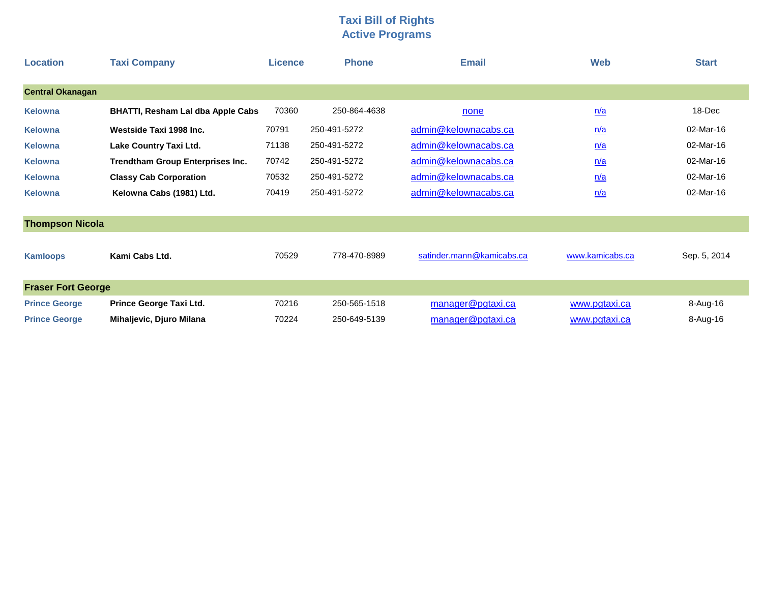# Taxi Bill of Rights
## Active Programs

| Location | Taxi Company | Licence | Phone | Email | Web | Start |
|---|---|---|---|---|---|---|
| **Central Okanagan** | | | | | | |
| Kelowna | BHATTI, Resham Lal dba Apple Cabs | 70360 | 250-864-4638 | none | n/a | 18-Dec |
| Kelowna | Westside Taxi 1998 Inc. | 70791 | 250-491-5272 | admin@kelownacabs.ca | n/a | 02-Mar-16 |
| Kelowna | Lake Country Taxi Ltd. | 71138 | 250-491-5272 | admin@kelownacabs.ca | n/a | 02-Mar-16 |
| Kelowna | Trendtham Group Enterprises Inc. | 70742 | 250-491-5272 | admin@kelownacabs.ca | n/a | 02-Mar-16 |
| Kelowna | Classy Cab Corporation | 70532 | 250-491-5272 | admin@kelownacabs.ca | n/a | 02-Mar-16 |
| Kelowna | Kelowna Cabs (1981) Ltd. | 70419 | 250-491-5272 | admin@kelownacabs.ca | n/a | 02-Mar-16 |
| **Thompson Nicola** | | | | | | |
| Kamloops | Kami Cabs Ltd. | 70529 | 778-470-8989 | satinder.mann@kamicabs.ca | www.kamicabs.ca | Sep. 5, 2014 |
| **Fraser Fort George** | | | | | | |
| Prince George | Prince George Taxi Ltd. | 70216 | 250-565-1518 | manager@pgtaxi.ca | www.pgtaxi.ca | 8-Aug-16 |
| Prince George | Mihaljevic, Djuro Milana | 70224 | 250-649-5139 | manager@pgtaxi.ca | www.pgtaxi.ca | 8-Aug-16 |